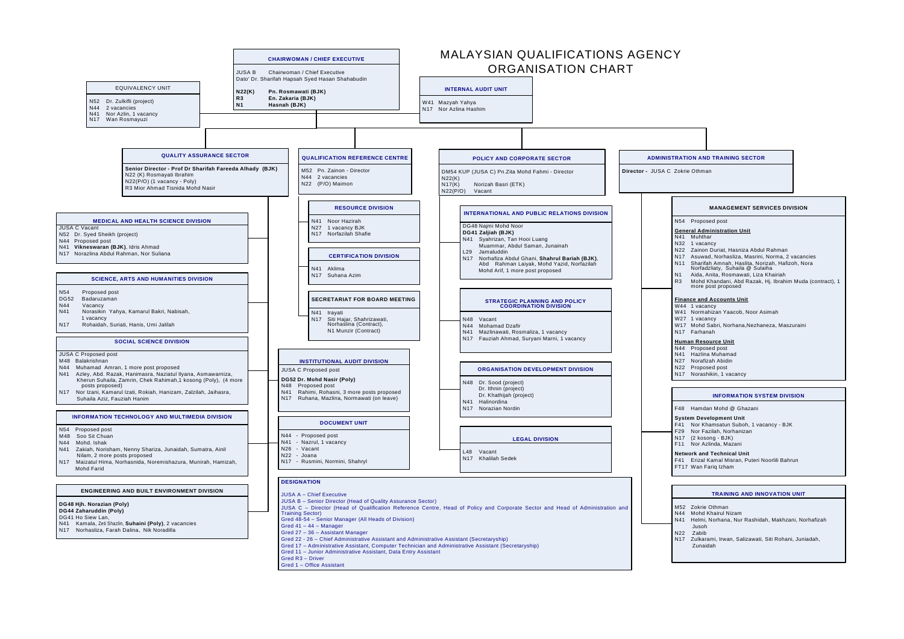# MALAYSIAN QUALIFICATIONS AGENCY ORGANISATION CHART

## CHAIRWOMAN / CHIEF EXECUTIVE

JUSA B Chairwoman / Chief Executive
Dato' Dr. Sharifah Hapsah Syed Hasan Shahabudin

**N22(K)** **Pn. Rosmawati (BJK)**
**R3** **En. Zakaria (BJK)**
**N1** **Hasnah (BJK)**

## EQUIVALENCY UNIT

N52 Dr. Zulkifli (project)
N44 2 vacancies
N41 Nor Azlin, 1 vacancy
N17 Wan Rosmayuzi

## INTERNAL AUDIT UNIT

W41 Mazyah Yahya
N17 Nor Azlina Hashim

## QUALITY ASSURANCE SECTOR

**Senior Director - Prof Dr Sharifah Fareeda Alhady (BJK)**
N22 (K) Rosmayati Ibrahim
N22(P/O) (1 vacancy - Poly)
R3 Mior Ahmad Tisnida Mohd Nasir

### MEDICAL AND HEALTH SCIENCE DIVISION

JUSA C Vacant
N52 Dr. Syed Sheikh (project)
N44 Proposed post
N41 **Vikneswaran (BJK)**, Idris Ahmad
N17 Norazlina Abdul Rahman, Nor Suliana

### SCIENCE, ARTS AND HUMANITIES DIVISION

N54 Proposed post
DG52 Badaruzaman
N44 Vacancy
N41 Norasikin Yahya, Kamarul Bakri, Nabisah, 1 vacancy
N17 Rohaidah, Suriati, Hanis, Umi Jalilah

### SOCIAL SCIENCE DIVISION

JUSA C Proposed post
M48 Balakrishnan
N44 Muhamad Amran, 1 more post proposed
N41 Azley, Abd. Razak, Hanimasra, Naziatul Ilyana, Asmawarniza, Kherun Suhaila, Zamrin, Chek Rahimah,1 kosong (Poly), (4 more posts proposed)
N17 Nor Izani, Kamarul Izati, Rokiah, Hanizam, Zalzilah, Jaihasra, Suhaila Aziz, Fauziah Hanim

### INFORMATION TECHNOLOGY AND MULTIMEDIA DIVISION

N54 Proposed post
M48 Soo Sit Chuan
N44 Mohd. Ishak
N41 Zakiah, Norisham, Nenny Shariza, Junaidah, Sumatra, Ainil Nilam, 2 more posts proposed
N17 Maizatul Hima, Norhasnida, Noremishazura, Munirah, Hamizah, Mohd Farid

### ENGINEERING AND BUILT ENVIRONMENT DIVISION

**DG48 Hjh. Norazian (Poly)**
**DG44 Zaharuddin (Poly)**
DG41 Ho Siew Lan,
N41 Kamala, Zeti Shazlin, **Suhaini (Poly)**, 2 vacancies
N17 Norhasliza, Farah Dalina, Nik Noradilla

## QUALIFICATION REFERENCE CENTRE

M52 Pn. Zainon - Director
N44 2 vacancies
N22 (P/O) Maimon

### RESOURCE DIVISION

N41 Noor Hazirah
N27 1 vacancy BJK
N17 Norfazilah Shafie

### CERTIFICATION DIVISION

N41 Aklima
N17 Suhana Azim

### SECRETARIAT FOR BOARD MEETING

N41 Irayati
N17 Siti Hajar, Shahrizawati, Norhasliza (Contract), N1 Munzir (Contract)

### INSTITUTIONAL AUDIT DIVISION

JUSA C Proposed post
**DG52 Dr. Mohd Nasir (Poly)**
N48 Proposed post
N41 Rahimi, Rohasni, 3 more posts proposed
N17 Ruhana, Mazlina, Normawati (on leave)

### DOCUMENT UNIT

N44 - Proposed post
N41 - Nazrul, 1 vacancy
N26 - Vacant
N22 - Joana
N17 - Rusmini, Normini, Shahryl

## POLICY AND CORPORATE SECTOR

DM54 KUP (JUSA C) Pn.Zita Mohd Fahmi - Director
N22(K)
N17(K) Norizah Basri (ETK)
N22(P/O) Vacant

### INTERNATIONAL AND PUBLIC RELATIONS DIVISION

DG48 Najmi Mohd Noor
**DG41 Zaljiah (BJK)**
N41 Syahrizan, Tan Hooi Luang Muammar, Abdul Saman, Junainah
L29 Jamaluddin
N17 Norhafiza Abdul Ghani, **Shahrul Bariah (BJK)**, Abd Rahman Laiyak, Mohd Yazid, Norfazilah Mohd Arif, 1 more post proposed

### STRATEGIC PLANNING AND POLICY COORDINATION DIVISION

N48 Vacant
N44 Mohamad Dzafir
N41 Mazlinawati, Rosmaliza, 1 vacancy
N17 Fauziah Ahmad, Suryani Marni, 1 vacancy

### ORGANISATION DEVELOPMENT DIVISION

N48 Dr. Sood (project)
Dr. Ithnin (project)
Dr. Khathijah (project)
N41 Halinordina
N17 Norazian Nordin

### LEGAL DIVISION

L48 Vacant
N17 Khalilah Sedek

## ADMINISTRATION AND TRAINING SECTOR

**Director -** JUSA C Zokrie Othman

### MANAGEMENT SERVICES DIVISION

N54 Proposed post

**General Administration Unit**
N41 Muhthar
N32 1 vacancy
N22 Zainon Duriat, Hasniza Abdul Rahman
N17 Asuwad, Norhasliza, Masrini, Norma, 2 vacancies
N11 Sharifah Amnah, Haslita, Norizah, Hafizoh, Nora Norfadzliaty, Suhaila @ Sulaiha
N1 Aida, Anita, Rosmawati, Liza Khairiah
R3 Mohd Khandani, Abd Razak, Hj. Ibrahim Muda (contract), 1 more post proposed

**Finance and Accounts Unit**
W44 1 vacancy
W41 Normahizan Yaacob, Noor Asimah
W27 1 vacancy
W17 Mohd Sabri, Norhana,Nezhaneza, Maszuraini
N17 Farhanah

**Human Resource Unit**
N44 Proposed post
N41 Hazlina Muhamad
N27 Norafizah Abidin
N22 Proposed post
N17 Norashikin, 1 vacancy

### INFORMATION SYSTEM DIVISION

F48 Hamdan Mohd @ Ghazani

**System Development Unit**
F41 Nor Khamsatun Suboh, 1 vacancy - BJK
F29 Nor Fazilah, Norhanizan
N17 (2 kosong - BJK)
F11 Nor Azlinda, Mazani

**Network and Technical Unit**
F41 Erizal Kamal Misran, Puteri Noorlili Bahrun
FT17 Wan Fariq Izham

### TRAINING AND INNOVATION UNIT

M52 Zokrie Othman
N44 Mohd Khairul Nizam
N41 Helmi, Norhana, Nur Rashidah, Makhzani, Norhafizah Jusoh
N22 Zabib
N17 Zulkarami, Irwan, Salizawati, Siti Rohani, Juniadah, Zunaidah

## DESIGNATION

JUSA A – Chief Executive
JUSA B – Senior Director (Head of Quality Assurance Sector)
JUSA C – Director (Head of Qualification Reference Centre, Head of Policy and Corporate Sector and Head of Administration and Training Sector)
Gred 48-54 – Senior Manager (All Heads of Division)
Gred 41 – 44 – Manager
Gred 27 – 36 – Assistant Manager
Gred 22 - 26 – Chief Administrative Assistant and Administrative Assistant (Secretaryship)
Gred 17 – Administrative Assistant, Computer Technician and Administrative Assistant (Secretaryship)
Gred 11 – Junior Administrative Assistant, Data Entry Assistant
Gred R3 – Driver
Gred 1 – Office Assistant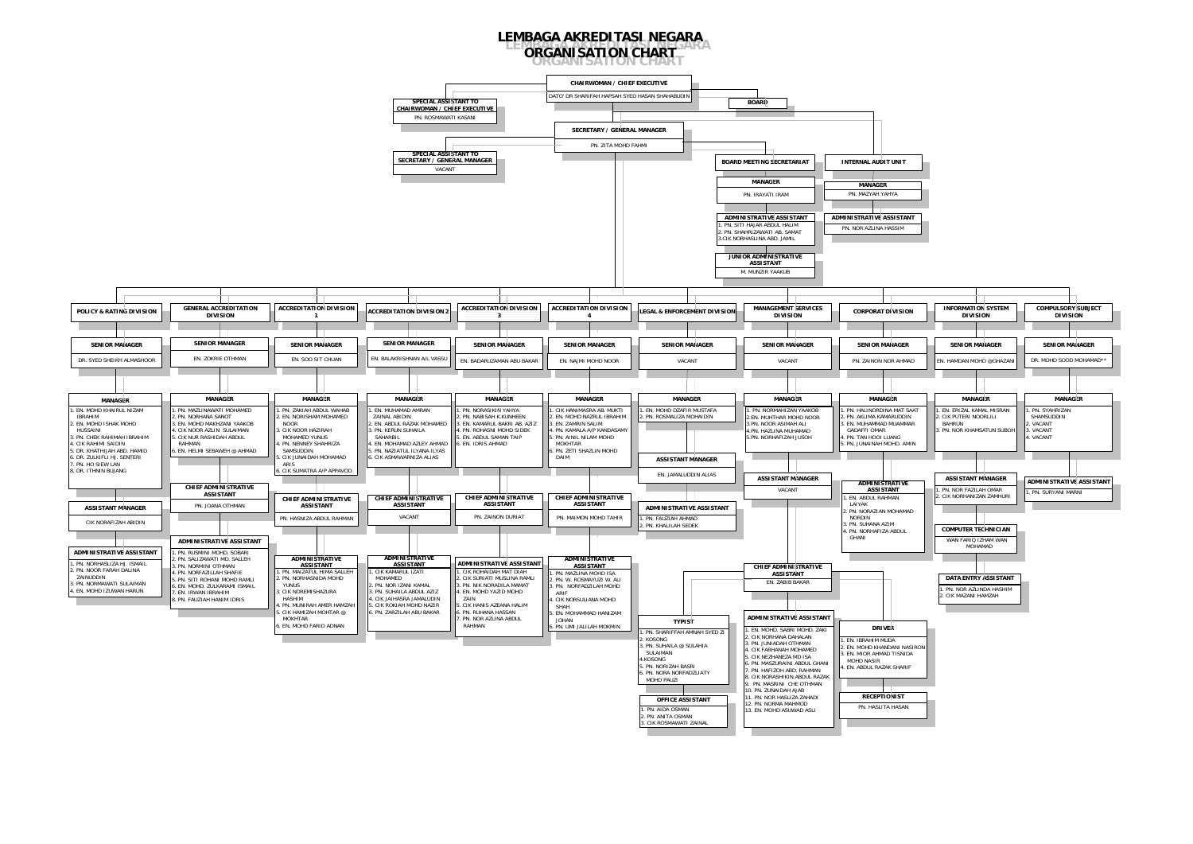# LEMBAGA AKREDITASI NEGARA
## ORGANISATION CHART

**CHAIRWOMAN / CHIEF EXECUTIVE**
DATO' DR SHARIFAH HAPSAH SYED HASAN SHAHABUDIN

**SPECIAL ASSISTANT TO CHAIRWOMAN / CHIEF EXECUTIVE**
PN. ROSMAWATI KASANI

**BOARD**

**SECRETARY / GENERAL MANAGER**
PN. ZITA MOHD FAHMI

**SPECIAL ASSISTANT TO SECRETARY / GENERAL MANAGER**
VACANT

### BOARD MEETING SECRETARIAT

**MANAGER**
PN. IRAYATI IRAM

**ADMINISTRATIVE ASSISTANT**
1. PN. SITI HAJAR ABDUL HALIM
2. PN. SHAHRIZAWATI AB. SAMAT
3. CIK NORHASLINA ABD. JAMIL

**JUNIOR ADMINISTRATIVE ASSISTANT**
M. MUNZIR YAAKUB

### INTERNAL AUDIT UNIT

**MANAGER**
PN. MAZYAH YAHYA

**ADMINISTRATIVE ASSISTANT**
PN. NOR AZLINA HASSIM

### POLICY & RATING DIVISION

**SENIOR MANAGER**
DR. SYED SHEIKH ALMASHOOR

**MANAGER**
1. EN. MOHD KHAIRUL NIZAM IBRAHIM
2. EN. MOHD ISHAK MOHD HUSSAINI
3. PN. CHEK RAHIMAH IBRAHIM
4. CIK RAHIMI SAIDIN
5. DR. KHATHIJAH ABD. HAMID
6. DR. ZULKIFLI HJ. SENTERI
7. PN. HO SIEW LAN
8. DR. ITHNIN BUJANG

**ASSISTANT MANAGER**
CIK NORAFIZAH ABIDIN

**ADMINISTRATIVE ASSISTANT**
1. PN. NORHASLIZA HJ. ISMAIL
2. PN. NOOR FARAH DALINA ZAINUDDIN
3. PN. NORMAWATI SULAIMAN
4. EN. MOHD IZUWAN HARUN

### GENERAL ACCREDITATION DIVISION

**SENIOR MANAGER**
EN. ZOKRIE OTHMAN

**MANAGER**
1. PN. MAZLINAWATI MOHAMED
2. PN. NORHANA SANOT
3. EN. MOHD MAKHZANI YAAKOB
4. CIK NOOR AZLIN SULAIMAN
5. CIK NUR RASHIDAH ABDUL RAHMAN
6. EN. HELMI SEBAWEH @ AHMAD

**CHIEF ADMINISTRATIVE ASSISTANT**
PN. JOANA OTHMAN

**ADMINISTRATIVE ASSISTANT**
1. PN. RUSMINI MOHD. SOBARI
2. PN. SALIZAWATI MD. SALLEH
3. PN. NORMINI OTHMAN
4. PN. NORFAZILLAH SHAFIE
5. PN. SITI ROHANI MOHD RAMLI
6. EN. MOHD. ZULKARAMI ISMAIL
7. EN. IRWAN IBRAHIM
8. PN. FAUZIAH HANIM IDRIS

### ACCREDITATION DIVISION 1

**SENIOR MANAGER**
EN. SOO SIT CHUAN

**MANAGER**
1. PN. ZAKIAH ABDUL WAHAB
2. EN. NORISHAM MOHAMED NOOR
3. CIK NOOR HAZIRAH MOHAMED YUNUS
4. PN. NENNEY SHAHRIZA SAMSUDDIN
5. CIK JUNAIDAH MOHAMAD ARIS
6. CIK SUMATRA A/P APPAVOO

**CHIEF ADMINISTRATIVE ASSISTANT**
PN. HASNIZA ABDUL RAHMAN

**ADMINISTRATIVE ASSISTANT**
1. PN. MAIZATUL HIMA SALLEH
2. PN. NORHASNIDA MOHD YUNUS
3. CIK NOREMISHAZURA HASHIM
4. PN. MUNIRAH AMER HAMZAH
5. CIK HAMIZAH MOHTAR @ MOKHTAR
6. EN. MOHD FARID ADNAN

### ACCREDITATION DIVISION 2

**SENIOR MANAGER**
EN. BALAKRISHNAN A/L VASSU

**MANAGER**
1. EN. MUHAMAD AMRAN ZAINAL ABIDIN
2. EN. ABDUL RAZAK MOHAMED
3. PN. KERLIN SUHAILA SAHARBIL
4. EN. MOHAMAD AZLEY AHMAD
5. PN. NAZIATUL ILYANA ILYAS
6. CIK ASMAWARNIZA ALIAS

**CHIEF ADMINISTRATIVE ASSISTANT**
VACANT

**ADMINISTRATIVE ASSISTANT**
1. CIK KAMARUL IZATI MOHAMED
2. PN. NOR IZANI KAMAL
3. PN. SUHAILA ABDUL AZIZ
4. CIK JAHASRA JAMALUDIN
5. CIK ROKIAH MOHD NAZIR
6. PN. ZARZILAH ABU BAKAR

### ACCREDITATION DIVISION 3

**SENIOR MANAGER**
EN. BADARUZAMAN ABU BAKAR

**MANAGER**
1. PN. NORASIKIN YAHYA
2. PN. NABISAH K.KUNHEEN
3. EN. KAMARUL BAKRI AB. AZIZ
4. PN. ROHASNI MOHD SIDEK
5. EN. ABDUL SAMAN TAIP
6. EN. IDRIS AHMAD

**CHIEF ADMINISTRATIVE ASSISTANT**
PN. ZAINON DURIAT

**ADMINISTRATIVE ASSISTANT**
1. CIK ROHAIDAH MAT DIAH
2. CIK SURIATI MUSLINA RAMLI
3. PN. NIK NORADILA MAMAT
4. EN. MOHD YAZID MOHD ZAIN
5. CIK HANIS AZEANA HALIM
6. PN. RUHANA HASSAN
7. PN. NOR AZLINA ABDUL RAHMAN

### ACCREDITATION DIVISION 4

**SENIOR MANAGER**
EN. NAJMI MOHD NOOR

**MANAGER**
1. CIK HANIMASRA AB. MUKTI
2. EN. MOHD NAZRUL IBRAHIM
3. EN. ZAMRIN SALIM
4. PN. KAMALA A/P KANDASAMY
5. PN. AINIL NILAM MOHD MOKHTAR
6. PN. ZETI SHAZLIN MOHD DAIM

**CHIEF ADMINISTRATIVE ASSISTANT**
PN. MAIMON MOHD TAHIR

**ADMINISTRATIVE ASSISTANT**
1. PN. MAZLINA MOHD ISA
2. PN. W. ROSMAYUZI W. ALI
3. PN. NORFADZILAH MOHD ARIF
4. CIK NORSULIANA MOHD SHAH
5. EN. MOHAMMAD HANIZAM JOHAN
6. PN. UMI JALILAH MOKMIN

### LEGAL & ENFORCEMENT DIVISION

**SENIOR MANAGER**
VACANT

**MANAGER**
1. EN. MOHD DZAFIR MUSTAFA
2. PN. ROSMALIZA MOHAIDIN

**ASSISTANT MANAGER**
EN. JAMALUDDIN ALIAS

**ADMINISTRATIVE ASSISTANT**
1. PN. FAUZIAH AHMAD
2. PN. KHALILAH SEDEK

### MANAGEMENT SERVICES DIVISION

**SENIOR MANAGER**
VACANT

**MANAGER**
1. PN. NORMAHIZAN YAAKOB
2. EN. MUHTHAR MOHD NOOR
3. PN. NOOR ASIMAH ALI
4. PN. HAZLINA MUHAMAD
5. PN. NORHAFIZAH JUSOH

**ASSISTANT MANAGER**
VACANT

**CHIEF ADMINISTRATIVE ASSISTANT**
EN. ZABIB BAKAR

**TYPIST**
1. PN. SHARIFFAH AMNAH SYED ZI
2. KOSONG
3. PN. SUHAILA @ SULAIHA SULAIMAN
4. KOSONG
5. PN. NORIZAH BASRI
6. PN. NORA NORFADZLIATY MOHD PALIZI

**OFFICE ASSISTANT**
1. PN. AIDA OSMAN
2. PN. ANITA OSMAN
3. CIK ROSMAWATI ZAINAL

**ADMINISTRATIVE ASSISTANT**
1. EN. MOHD. SABRI MOHD. ZAKI
2. CIK NORHANA DAHALAN
3. PN. JUNIADAH OTHMAN
4. CIK FARHANAH MOHAMED
5. CIK NEZHANEZA MD ISA
6. PN. MASZURAINI ABDUL GHANI
7. PN. HAFIZOH ABD. RAHMAN
8. CIK NORASHIKIN ABDUL RAZAK
9. PN. MASRINI CHE OTHMAN
10. PN. ZUNAIDAH AJAB
11. PN. NOR HASLIZA ZAHADI
12. PN. NORMA MAHMOD
13. EN. MOHD ASUWAD ASLI

**DRIVER**
1. EN. IBRAHIM MUDA
2. EN. MOHD KHANDANI NASIRON
3. EN. MIOR AHMAD TISNIDA MOHD NASIR
4. EN. ABDUL RAZAK SHARIF

**RECEPTIONIST**
PN. HASLITA HASAN

### CORPORAT DIVISION

**SENIOR MANAGER**
PN. ZAINON NOR AHMAD

**MANAGER**
1. PN. HALINORDINA MAT SAAT
2. PN. AKLIMA KAMARUDDIN
3. EN. MUHAMMAD MUAMMAR GADAFFI OMAR
4. PN. TAN HOOI LIANG
5. PN. JUNAINAH MOHD. AMIN

**ADMINISTRATIVE ASSISTANT**
1. EN. ABDUL RAHMAN LAIYAK
2. PN. NORAZIAN MOHAMAD NORDIN
3. PN. SUHANA AZIM
4. PN. NORHAFIZA ABDUL GHANI

### INFORMATION SYSTEM DIVISION

**SENIOR MANAGER**
EN. HAMDAN MOHD @GHAZANI

**MANAGER**
1. EN. ERIZAL KAMAL MISRAN
2. CIK PUTERI NOORLILI BAHRUN
3. PN. NOR KHAMSATUN SUBOH

**ASSISTANT MANAGER**
1. PN. NOR FAZILAH OMAR
2. CIK NORHANIZAN ZAMHURI

**COMPUTER TECHNICIAN**
WAN FARIQ IZHAM WAN MOHAMAD

**DATA ENTRY ASSISTANT**
1. PN. NOR AZLINDA HASHIM
2. CIK MAZANI HAMZAH

### COMPULSORY SUBJECT DIVISION

**SENIOR MANAGER**
DR. MOHD SOOD MOHAMAD**

**MANAGER**
1. PN. SYAHRIZAN SHAMSUDDIN
2. VACANT
3. VACANT
4. VACANT

**ADMINISTRATIVE ASSISTANT**
1. PN. SURYANI MARNI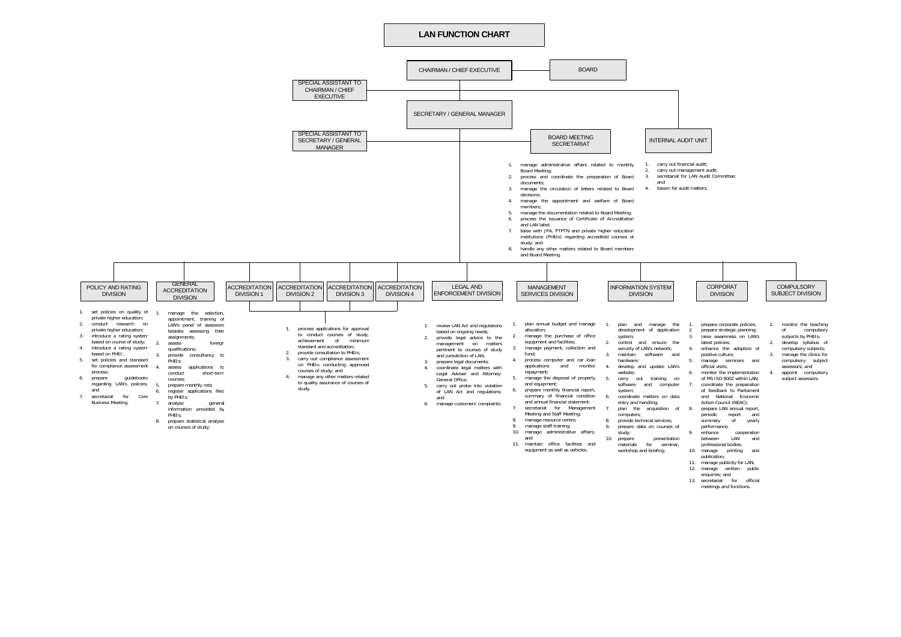# LAN FUNCTION CHART

CHAIRMAN / CHIEF EXECUTIVE

BOARD

SPECIAL ASSISTANT TO CHAIRMAN / CHIEF EXECUTIVE

SECRETARY / GENERAL MANAGER

SPECIAL ASSISTANT TO SECRETARY / GENERAL MANAGER

## BOARD MEETING SECRETARIAT

1. manage administrative affairs related to monthly Board Meeting;
2. process and coordinate the preparation of Board documents;
3. manage the circulation of letters related to Board decisions;
4. manage the appointment and welfare of Board members;
5. manage the documentation related to Board Meeting;
6. process the issuance of Certificate of Accreditation and LAN label;
7. liaise with JPA, PTPTN and private higher education institutions (PHEIs) regarding accredited courses of study; and
8. handle any other matters related to Board members and Board Meeting.

## INTERNAL AUDIT UNIT

1. carry out financial audit;
2. carry out management audit;
3. secretariat for LAN Audit Committee; and
4. liaison for audit matters.

## POLICY AND RATING DIVISION

1. set policies on quality of private higher education;
2. conduct research on private higher education;
3. introduce a rating system based on course of study;
4. introduce a rating system based on PHEI;
5. set policies and standard for compliance assessment process;
6. prepare guidebooks regarding LAN's policies; and
7. secretariat for Core Business Meeting.

## GENERAL ACCREDITATION DIVISION

1. manage the selection, appointment, training of LAN's panel of assessors besides assessing their assignments;
2. assess foreign qualifications;
3. provide consultancy to PHEIs;
4. assess applications to conduct short-term courses;
5. prepare monthly rota
6. register applications filed by PHEIs;
7. analyse general information provided by PHEIs;
8. prepare statistical analysis on courses of study;

## ACCREDITATION DIVISION 1 / ACCREDITATION DIVISION 2 / ACCREDITATION DIVISION 3 / ACCREDITATION DIVISION 4

1. process applications for approval to conduct courses of study, achievement of minimum standard and accreditation;
2. provide consultation to PHEIs;
3. carry out compliance assessment on PHEIs conducting approved courses of study; and
4. manage any other matters related to quality assurance of courses of study.

## LEGAL AND ENFORCEMENT DIVISION

1. review LAN Act and regulations based on ongoing needs;
2. provide legal advice to the management on matters pertinent to courses of study and jurisdiction of LAN;
3. prepare legal documents;
4. coordinate legal matters with Legal Adviser and Attorney-General Office;
5. carry out probe into violation of LAN Act and regulations; and
6. manage customers' complaints.

## MANAGEMENT SERVICES DIVISION

1. plan annual budget and manage allocation;
2. manage the purchase of office equipment and facilities;
3. manage payment, collection and fund;
4. process computer and car loan applications and monitor repayment;
5. manage the disposal of property and equipment;
6. prepare monthly financial report, summary of financial condition and annual financial statement;
7. secretariat for Management Meeting and Staff Meeting;
8. manage resource centre;
9. manage staff training;
10. manage administrative affairs; and
11. maintain office facilities and equipment as well as vehicles.

## INFORMATION SYSTEM DIVISION

1. plan and manage the development of application system;
2. control and ensure the security of LAN's network;
3. maintain software and hardware;
4. develop and update LAN's website;
5. carry out training on software and computer system;
6. coordinate matters on data entry and handling;
7. plan the acquisition of computers;
8. provide technical services;
9. prepare data on courses of study;
10. prepare presentation materials for seminar, workshop and briefing.

## CORPORAT DIVISION

1. prepare corporate policies;
2. prepare strategic planning;
3. raise awareness on LAN's latest policies;
4. enhance the adoption of positive culture;
5. manage seminars and official visits;
6. monitor the implementation of MS ISO 9002 within LAN;
7. coordinate the preparation of feedback to Parliament and National Economic Action Council (NEAC);
8. prepare LAN annual report, periodic report and summary of yearly performance;
9. enhance cooperation between LAN and professional bodies;
10. manage printing and publication;
11. manage publicity for LAN;
12. manage written public enquiries; and
13. secretariat for official meetings and functions.

## COMPULSORY SUBJECT DIVISION

1. monitor the teaching of compulsory subjects by PHEIs;
2. develop syllabus of compulsory subjects;
3. manage the clinics for compulsory subject assessors; and
4. appoint compulsory subject assessors.